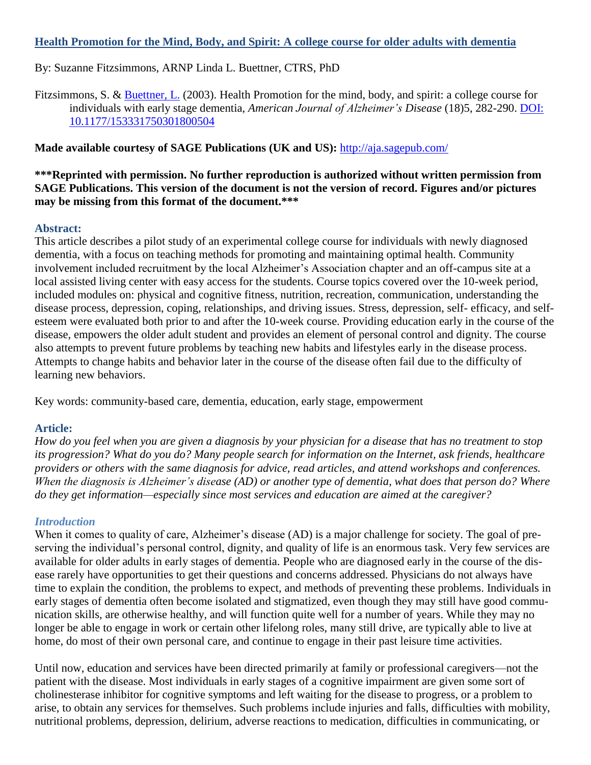# [Health Promotion for the Mind, Body, and Spirit: A college course for older adults with dementia](#)

By: Suzanne Fitzsimmons, ARNP Linda L. Buettner, CTRS, PhD

Fitzsimmons, S. & [Buettner, L.](#) (2003). Health Promotion for the mind, body, and spirit: a college course for individuals with early stage dementia, *American Journal of Alzheimer's Disease* (18)5, 282-290. [DOI: 10.1177/153331750301800504](#)

**Made available courtesy of SAGE Publications (UK and US):** [http://aja.sagepub.com/](http://aja.sagepub.com/)

**\*\*\*Reprinted with permission. No further reproduction is authorized without written permission from SAGE Publications. This version of the document is not the version of record. Figures and/or pictures may be missing from this format of the document.\*\*\***

## Abstract:

This article describes a pilot study of an experimental college course for individuals with newly diagnosed dementia, with a focus on teaching methods for promoting and maintaining optimal health. Community involvement included recruitment by the local Alzheimer's Association chapter and an off-campus site at a local assisted living center with easy access for the students. Course topics covered over the 10-week period, included modules on: physical and cognitive fitness, nutrition, recreation, communication, understanding the disease process, depression, coping, relationships, and driving issues. Stress, depression, self- efficacy, and self-esteem were evaluated both prior to and after the 10-week course. Providing education early in the course of the disease, empowers the older adult student and provides an element of personal control and dignity. The course also attempts to prevent future problems by teaching new habits and lifestyles early in the disease process. Attempts to change habits and behavior later in the course of the disease often fail due to the difficulty of learning new behaviors.

Key words: community-based care, dementia, education, early stage, empowerment

## Article:

*How do you feel when you are given a diagnosis by your physician for a disease that has no treatment to stop its progression? What do you do? Many people search for information on the Internet, ask friends, healthcare providers or others with the same diagnosis for advice, read articles, and attend workshops and conferences. When the diagnosis is Alzheimer's disease (AD) or another type of dementia, what does that person do? Where do they get information—especially since most services and education are aimed at the caregiver?*

### *Introduction*

When it comes to quality of care, Alzheimer's disease (AD) is a major challenge for society. The goal of preserving the individual's personal control, dignity, and quality of life is an enormous task. Very few services are available for older adults in early stages of dementia. People who are diagnosed early in the course of the disease rarely have opportunities to get their questions and concerns addressed. Physicians do not always have time to explain the condition, the problems to expect, and methods of preventing these problems. Individuals in early stages of dementia often become isolated and stigmatized, even though they may still have good communication skills, are otherwise healthy, and will function quite well for a number of years. While they may no longer be able to engage in work or certain other lifelong roles, many still drive, are typically able to live at home, do most of their own personal care, and continue to engage in their past leisure time activities.

Until now, education and services have been directed primarily at family or professional caregivers—not the patient with the disease. Most individuals in early stages of a cognitive impairment are given some sort of cholinesterase inhibitor for cognitive symptoms and left waiting for the disease to progress, or a problem to arise, to obtain any services for themselves. Such problems include injuries and falls, difficulties with mobility, nutritional problems, depression, delirium, adverse reactions to medication, difficulties in communicating, or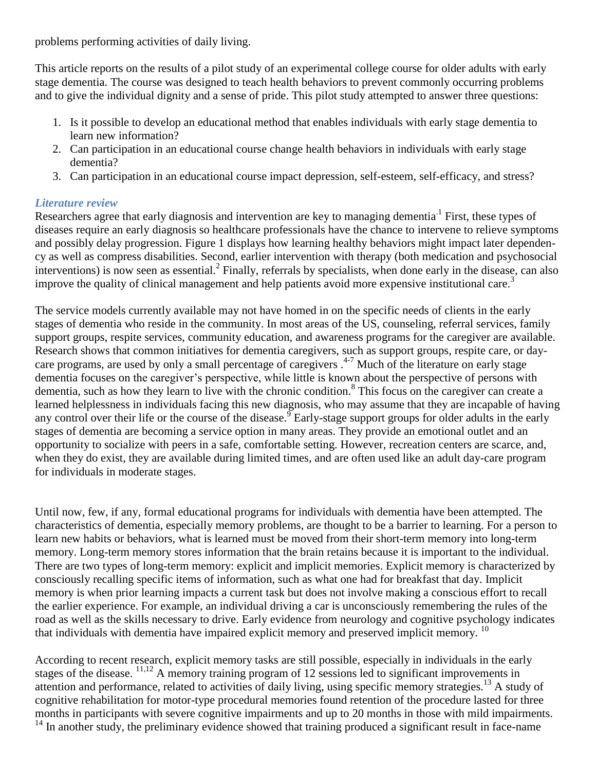problems performing activities of daily living.

This article reports on the results of a pilot study of an experimental college course for older adults with early stage dementia. The course was designed to teach health behaviors to prevent commonly occurring problems and to give the individual dignity and a sense of pride. This pilot study attempted to answer three questions:

1. Is it possible to develop an educational method that enables individuals with early stage dementia to learn new information?
2. Can participation in an educational course change health behaviors in individuals with early stage dementia?
3. Can participation in an educational course impact depression, self-esteem, self-efficacy, and stress?

### *Literature review*

Researchers agree that early diagnosis and intervention are key to managing dementia.[1] First, these types of diseases require an early diagnosis so healthcare professionals have the chance to intervene to relieve symptoms and possibly delay progression. Figure 1 displays how learning healthy behaviors might impact later dependency as well as compress disabilities. Second, earlier intervention with therapy (both medication and psychosocial interventions) is now seen as essential.[2] Finally, referrals by specialists, when done early in the disease, can also improve the quality of clinical management and help patients avoid more expensive institutional care.[3]

The service models currently available may not have homed in on the specific needs of clients in the early stages of dementia who reside in the community. In most areas of the US, counseling, referral services, family support groups, respite services, community education, and awareness programs for the caregiver are available. Research shows that common initiatives for dementia caregivers, such as support groups, respite care, or day-care programs, are used by only a small percentage of caregivers .[4-7] Much of the literature on early stage dementia focuses on the caregiver's perspective, while little is known about the perspective of persons with dementia, such as how they learn to live with the chronic condition.[8] This focus on the caregiver can create a learned helplessness in individuals facing this new diagnosis, who may assume that they are incapable of having any control over their life or the course of the disease.[9] Early-stage support groups for older adults in the early stages of dementia are becoming a service option in many areas. They provide an emotional outlet and an opportunity to socialize with peers in a safe, comfortable setting. However, recreation centers are scarce, and, when they do exist, they are available during limited times, and are often used like an adult day-care program for individuals in moderate stages.

Until now, few, if any, formal educational programs for individuals with dementia have been attempted. The characteristics of dementia, especially memory problems, are thought to be a barrier to learning. For a person to learn new habits or behaviors, what is learned must be moved from their short-term memory into long-term memory. Long-term memory stores information that the brain retains because it is important to the individual. There are two types of long-term memory: explicit and implicit memories. Explicit memory is characterized by consciously recalling specific items of information, such as what one had for breakfast that day. Implicit memory is when prior learning impacts a current task but does not involve making a conscious effort to recall the earlier experience. For example, an individual driving a car is unconsciously remembering the rules of the road as well as the skills necessary to drive. Early evidence from neurology and cognitive psychology indicates that individuals with dementia have impaired explicit memory and preserved implicit memory. [10]

According to recent research, explicit memory tasks are still possible, especially in individuals in the early stages of the disease. [11,12] A memory training program of 12 sessions led to significant improvements in attention and performance, related to activities of daily living, using specific memory strategies.[13] A study of cognitive rehabilitation for motor-type procedural memories found retention of the procedure lasted for three months in participants with severe cognitive impairments and up to 20 months in those with mild impairments. [14] In another study, the preliminary evidence showed that training produced a significant result in face-name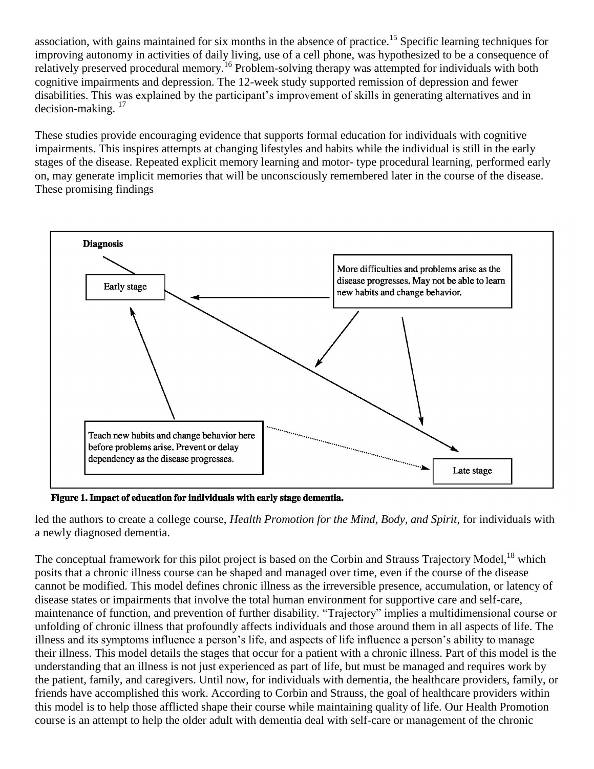association, with gains maintained for six months in the absence of practice.[15] Specific learning techniques for improving autonomy in activities of daily living, use of a cell phone, was hypothesized to be a consequence of relatively preserved procedural memory.[16] Problem-solving therapy was attempted for individuals with both cognitive impairments and depression. The 12-week study supported remission of depression and fewer disabilities. This was explained by the participant's improvement of skills in generating alternatives and in decision-making. [17]

These studies provide encouraging evidence that supports formal education for individuals with cognitive impairments. This inspires attempts at changing lifestyles and habits while the individual is still in the early stages of the disease. Repeated explicit memory learning and motor- type procedural learning, performed early on, may generate implicit memories that will be unconsciously remembered later in the course of the disease. These promising findings

Diagnosis

Early stage

More difficulties and problems arise as the disease progresses. May not be able to learn new habits and change behavior.

Teach new habits and change behavior here before problems arise. Prevent or delay dependency as the disease progresses.

Late stage

**Figure 1. Impact of education for individuals with early stage dementia.**

led the authors to create a college course, *Health Promotion for the Mind, Body, and Spirit*, for individuals with a newly diagnosed dementia.

The conceptual framework for this pilot project is based on the Corbin and Strauss Trajectory Model,[18] which posits that a chronic illness course can be shaped and managed over time, even if the course of the disease cannot be modified. This model defines chronic illness as the irreversible presence, accumulation, or latency of disease states or impairments that involve the total human environment for supportive care and self-care, maintenance of function, and prevention of further disability. "Trajectory" implies a multidimensional course or unfolding of chronic illness that profoundly affects individuals and those around them in all aspects of life. The illness and its symptoms influence a person's life, and aspects of life influence a person's ability to manage their illness. This model details the stages that occur for a patient with a chronic illness. Part of this model is the understanding that an illness is not just experienced as part of life, but must be managed and requires work by the patient, family, and caregivers. Until now, for individuals with dementia, the healthcare providers, family, or friends have accomplished this work. According to Corbin and Strauss, the goal of healthcare providers within this model is to help those afflicted shape their course while maintaining quality of life. Our Health Promotion course is an attempt to help the older adult with dementia deal with self-care or management of the chronic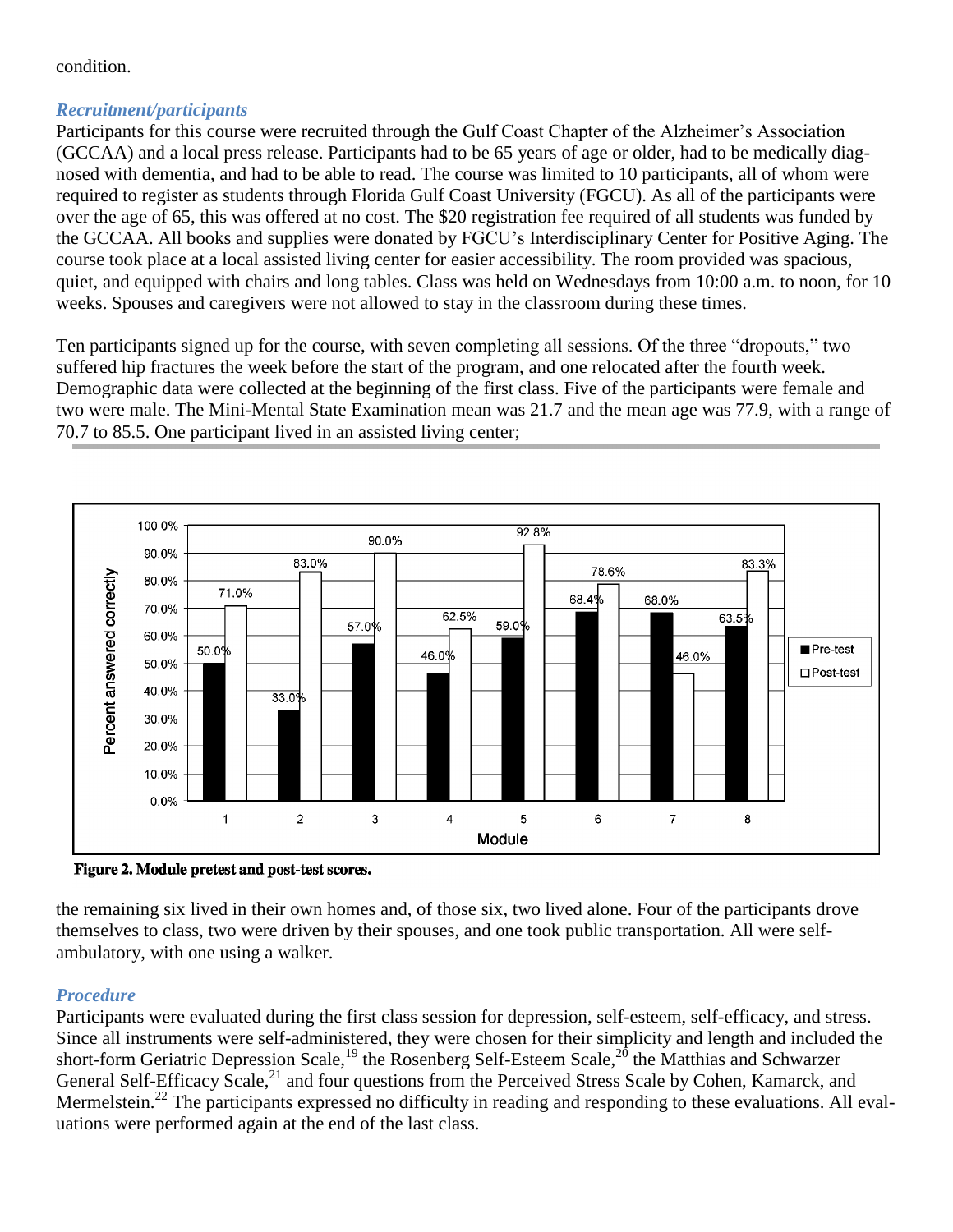condition.

### *Recruitment/participants*

Participants for this course were recruited through the Gulf Coast Chapter of the Alzheimer's Association (GCCAA) and a local press release. Participants had to be 65 years of age or older, had to be medically diagnosed with dementia, and had to be able to read. The course was limited to 10 participants, all of whom were required to register as students through Florida Gulf Coast University (FGCU). As all of the participants were over the age of 65, this was offered at no cost. The $20 registration fee required of all students was funded by the GCCAA. All books and supplies were donated by FGCU's Interdisciplinary Center for Positive Aging. The course took place at a local assisted living center for easier accessibility. The room provided was spacious, quiet, and equipped with chairs and long tables. Class was held on Wednesdays from 10:00 a.m. to noon, for 10 weeks. Spouses and caregivers were not allowed to stay in the classroom during these times.

Ten participants signed up for the course, with seven completing all sessions. Of the three "dropouts," two suffered hip fractures the week before the start of the program, and one relocated after the fourth week. Demographic data were collected at the beginning of the first class. Five of the participants were female and two were male. The Mini-Mental State Examination mean was 21.7 and the mean age was 77.9, with a range of 70.7 to 85.5. One participant lived in an assisted living center; the remaining six lived in their own homes and, of those six, two lived alone. Four of the participants drove themselves to class, two were driven by their spouses, and one took public transportation. All were self-ambulatory, with one using a walker.

| Module | Pre-test | Post-test |
|---|---|---|
| 1 | 50.0% | 71.0% |
| 2 | 33.0% | 83.0% |
| 3 | 57.0% | 90.0% |
| 4 | 46.0% | 62.5% |
| 5 | 59.0% | 92.8% |
| 6 | 68.4% | 78.6% |
| 7 | 68.0% | 46.0% |
| 8 | 63.5% | 83.3% |

**Figure 2. Module pretest and post-test scores.**

### *Procedure*

Participants were evaluated during the first class session for depression, self-esteem, self-efficacy, and stress. Since all instruments were self-administered, they were chosen for their simplicity and length and included the short-form Geriatric Depression Scale,[19] the Rosenberg Self-Esteem Scale,[20] the Matthias and Schwarzer General Self-Efficacy Scale,[21] and four questions from the Perceived Stress Scale by Cohen, Kamarck, and Mermelstein.[22] The participants expressed no difficulty in reading and responding to these evaluations. All evaluations were performed again at the end of the last class.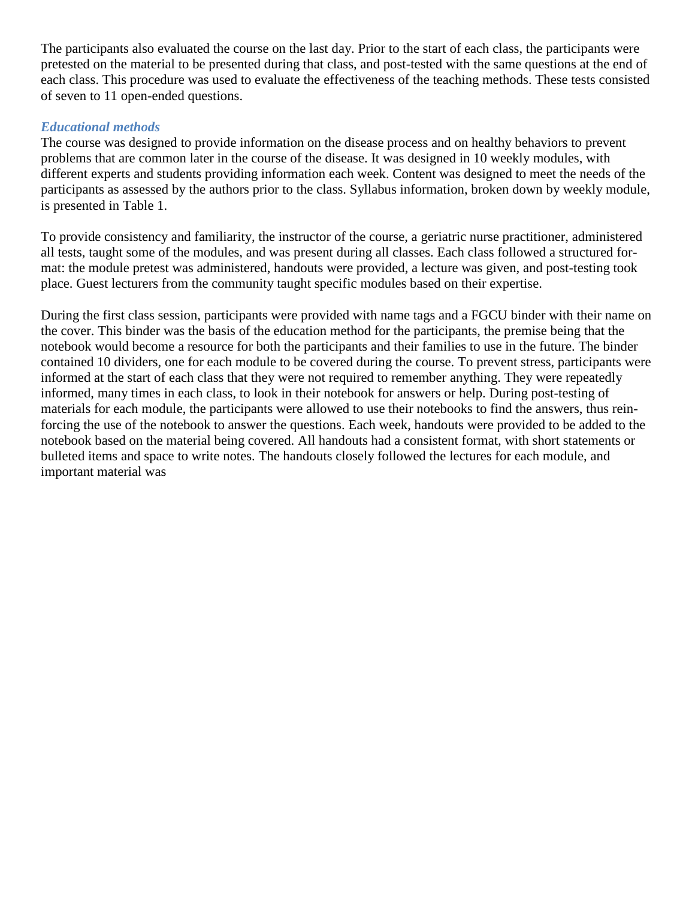The participants also evaluated the course on the last day. Prior to the start of each class, the participants were pretested on the material to be presented during that class, and post-tested with the same questions at the end of each class. This procedure was used to evaluate the effectiveness of the teaching methods. These tests consisted of seven to 11 open-ended questions.

### *Educational methods*

The course was designed to provide information on the disease process and on healthy behaviors to prevent problems that are common later in the course of the disease. It was designed in 10 weekly modules, with different experts and students providing information each week. Content was designed to meet the needs of the participants as assessed by the authors prior to the class. Syllabus information, broken down by weekly module, is presented in Table 1.

To provide consistency and familiarity, the instructor of the course, a geriatric nurse practitioner, administered all tests, taught some of the modules, and was present during all classes. Each class followed a structured format: the module pretest was administered, handouts were provided, a lecture was given, and post-testing took place. Guest lecturers from the community taught specific modules based on their expertise.

During the first class session, participants were provided with name tags and a FGCU binder with their name on the cover. This binder was the basis of the education method for the participants, the premise being that the notebook would become a resource for both the participants and their families to use in the future. The binder contained 10 dividers, one for each module to be covered during the course. To prevent stress, participants were informed at the start of each class that they were not required to remember anything. They were repeatedly informed, many times in each class, to look in their notebook for answers or help. During post-testing of materials for each module, the participants were allowed to use their notebooks to find the answers, thus reinforcing the use of the notebook to answer the questions. Each week, handouts were provided to be added to the notebook based on the material being covered. All handouts had a consistent format, with short statements or bulleted items and space to write notes. The handouts closely followed the lectures for each module, and important material was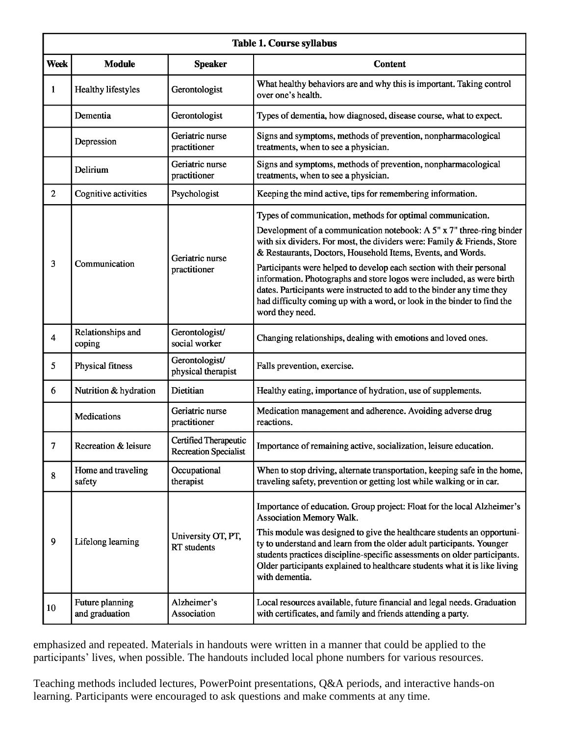**Table 1. Course syllabus**

| Week | Module | Speaker | Content |
|---|---|---|---|
| 1 | Healthy lifestyles | Gerontologist | What healthy behaviors are and why this is important. Taking control over one's health. |
| | Dementia | Gerontologist | Types of dementia, how diagnosed, disease course, what to expect. |
| | Depression | Geriatric nurse practitioner | Signs and symptoms, methods of prevention, nonpharmacological treatments, when to see a physician. |
| | Delirium | Geriatric nurse practitioner | Signs and symptoms, methods of prevention, nonpharmacological treatments, when to see a physician. |
| 2 | Cognitive activities | Psychologist | Keeping the mind active, tips for remembering information. |
| 3 | Communication | Geriatric nurse practitioner | Types of communication, methods for optimal communication. Development of a communication notebook: A 5" x 7" three-ring binder with six dividers. For most, the dividers were: Family & Friends, Store & Restaurants, Doctors, Household Items, Events, and Words. Participants were helped to develop each section with their personal information. Photographs and store logos were included, as were birth dates. Participants were instructed to add to the binder any time they had difficulty coming up with a word, or look in the binder to find the word they need. |
| 4 | Relationships and coping | Gerontologist/ social worker | Changing relationships, dealing with emotions and loved ones. |
| 5 | Physical fitness | Gerontologist/ physical therapist | Falls prevention, exercise. |
| 6 | Nutrition & hydration | Dietitian | Healthy eating, importance of hydration, use of supplements. |
| | Medications | Geriatric nurse practitioner | Medication management and adherence. Avoiding adverse drug reactions. |
| 7 | Recreation & leisure | Certified Therapeutic Recreation Specialist | Importance of remaining active, socialization, leisure education. |
| 8 | Home and traveling safety | Occupational therapist | When to stop driving, alternate transportation, keeping safe in the home, traveling safety, prevention or getting lost while walking or in car. |
| 9 | Lifelong learning | University OT, PT, RT students | Importance of education. Group project: Float for the local Alzheimer's Association Memory Walk. This module was designed to give the healthcare students an opportunity to understand and learn from the older adult participants. Younger students practices discipline-specific assessments on older participants. Older participants explained to healthcare students what it is like living with dementia. |
| 10 | Future planning and graduation | Alzheimer's Association | Local resources available, future financial and legal needs. Graduation with certificates, and family and friends attending a party. |

emphasized and repeated. Materials in handouts were written in a manner that could be applied to the participants' lives, when possible. The handouts included local phone numbers for various resources.

Teaching methods included lectures, PowerPoint presentations, Q&A periods, and interactive hands-on learning. Participants were encouraged to ask questions and make comments at any time.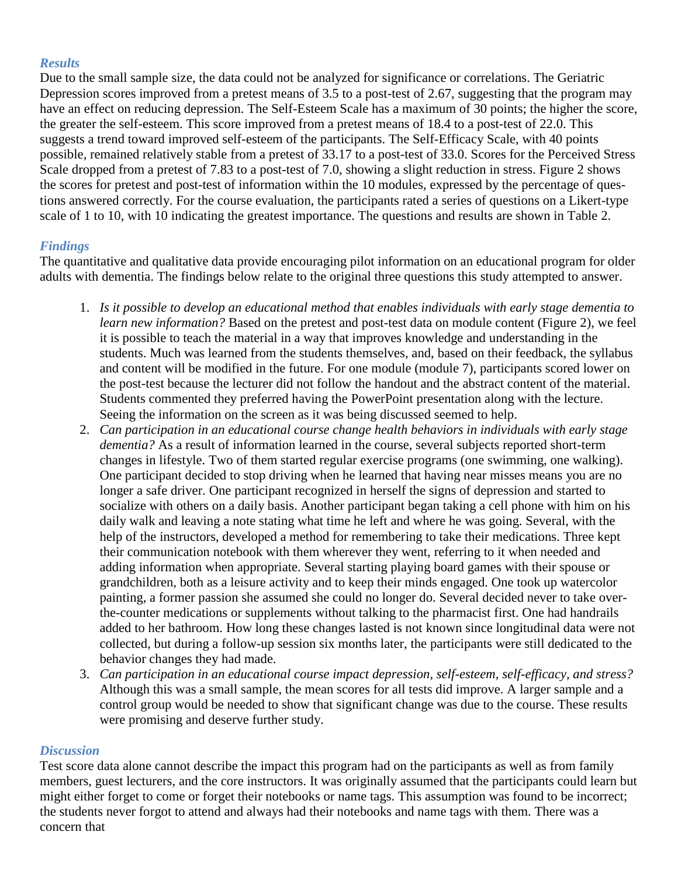### *Results*

Due to the small sample size, the data could not be analyzed for significance or correlations. The Geriatric Depression scores improved from a pretest means of 3.5 to a post-test of 2.67, suggesting that the program may have an effect on reducing depression. The Self-Esteem Scale has a maximum of 30 points; the higher the score, the greater the self-esteem. This score improved from a pretest means of 18.4 to a post-test of 22.0. This suggests a trend toward improved self-esteem of the participants. The Self-Efficacy Scale, with 40 points possible, remained relatively stable from a pretest of 33.17 to a post-test of 33.0. Scores for the Perceived Stress Scale dropped from a pretest of 7.83 to a post-test of 7.0, showing a slight reduction in stress. Figure 2 shows the scores for pretest and post-test of information within the 10 modules, expressed by the percentage of questions answered correctly. For the course evaluation, the participants rated a series of questions on a Likert-type scale of 1 to 10, with 10 indicating the greatest importance. The questions and results are shown in Table 2.

### *Findings*

The quantitative and qualitative data provide encouraging pilot information on an educational program for older adults with dementia. The findings below relate to the original three questions this study attempted to answer.

1. *Is it possible to develop an educational method that enables individuals with early stage dementia to learn new information?* Based on the pretest and post-test data on module content (Figure 2), we feel it is possible to teach the material in a way that improves knowledge and understanding in the students. Much was learned from the students themselves, and, based on their feedback, the syllabus and content will be modified in the future. For one module (module 7), participants scored lower on the post-test because the lecturer did not follow the handout and the abstract content of the material. Students commented they preferred having the PowerPoint presentation along with the lecture. Seeing the information on the screen as it was being discussed seemed to help.
2. *Can participation in an educational course change health behaviors in individuals with early stage dementia?* As a result of information learned in the course, several subjects reported short-term changes in lifestyle. Two of them started regular exercise programs (one swimming, one walking). One participant decided to stop driving when he learned that having near misses means you are no longer a safe driver. One participant recognized in herself the signs of depression and started to socialize with others on a daily basis. Another participant began taking a cell phone with him on his daily walk and leaving a note stating what time he left and where he was going. Several, with the help of the instructors, developed a method for remembering to take their medications. Three kept their communication notebook with them wherever they went, referring to it when needed and adding information when appropriate. Several starting playing board games with their spouse or grandchildren, both as a leisure activity and to keep their minds engaged. One took up watercolor painting, a former passion she assumed she could no longer do. Several decided never to take over-the-counter medications or supplements without talking to the pharmacist first. One had handrails added to her bathroom. How long these changes lasted is not known since longitudinal data were not collected, but during a follow-up session six months later, the participants were still dedicated to the behavior changes they had made.
3. *Can participation in an educational course impact depression, self-esteem, self-efficacy, and stress?* Although this was a small sample, the mean scores for all tests did improve. A larger sample and a control group would be needed to show that significant change was due to the course. These results were promising and deserve further study.

### *Discussion*

Test score data alone cannot describe the impact this program had on the participants as well as from family members, guest lecturers, and the core instructors. It was originally assumed that the participants could learn but might either forget to come or forget their notebooks or name tags. This assumption was found to be incorrect; the students never forgot to attend and always had their notebooks and name tags with them. There was a concern that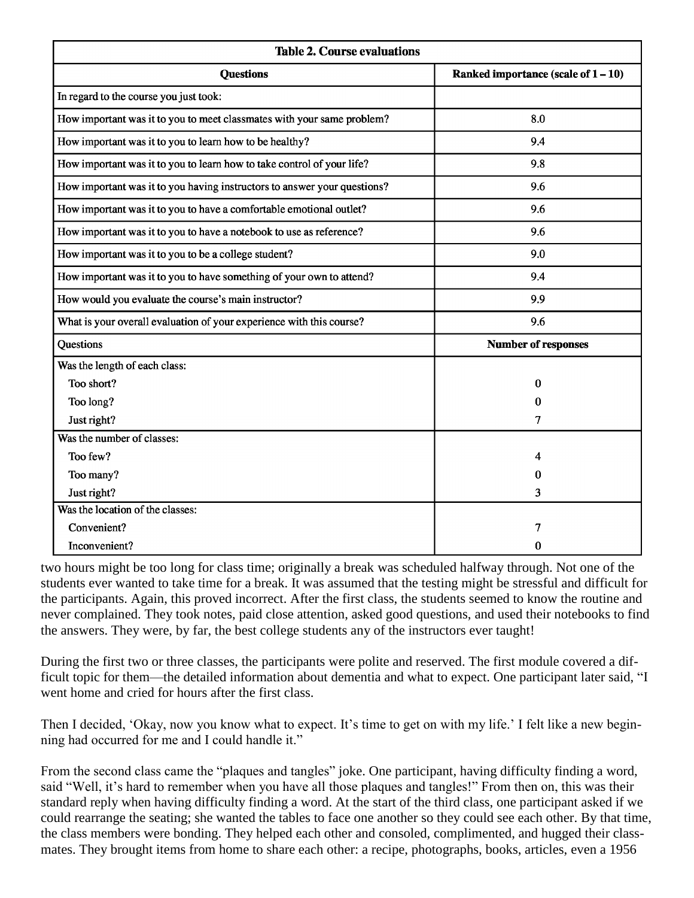**Table 2. Course evaluations**

| Questions | Ranked importance (scale of 1 – 10) |
|---|---|
| In regard to the course you just took: | |
| How important was it to you to meet classmates with your same problem? | 8.0 |
| How important was it to you to learn how to be healthy? | 9.4 |
| How important was it to you to learn how to take control of your life? | 9.8 |
| How important was it to you having instructors to answer your questions? | 9.6 |
| How important was it to you to have a comfortable emotional outlet? | 9.6 |
| How important was it to you to have a notebook to use as reference? | 9.6 |
| How important was it to you to be a college student? | 9.0 |
| How important was it to you to have something of your own to attend? | 9.4 |
| How would you evaluate the course's main instructor? | 9.9 |
| What is your overall evaluation of your experience with this course? | 9.6 |
| **Questions** | **Number of responses** |
| Was the length of each class: | |
| Too short? | 0 |
| Too long? | 0 |
| Just right? | 7 |
| Was the number of classes: | |
| Too few? | 4 |
| Too many? | 0 |
| Just right? | 3 |
| Was the location of the classes: | |
| Convenient? | 7 |
| Inconvenient? | 0 |

two hours might be too long for class time; originally a break was scheduled halfway through. Not one of the students ever wanted to take time for a break. It was assumed that the testing might be stressful and difficult for the participants. Again, this proved incorrect. After the first class, the students seemed to know the routine and never complained. They took notes, paid close attention, asked good questions, and used their notebooks to find the answers. They were, by far, the best college students any of the instructors ever taught!

During the first two or three classes, the participants were polite and reserved. The first module covered a difficult topic for them—the detailed information about dementia and what to expect. One participant later said, "I went home and cried for hours after the first class.

Then I decided, 'Okay, now you know what to expect. It's time to get on with my life.' I felt like a new beginning had occurred for me and I could handle it."

From the second class came the "plaques and tangles" joke. One participant, having difficulty finding a word, said "Well, it's hard to remember when you have all those plaques and tangles!" From then on, this was their standard reply when having difficulty finding a word. At the start of the third class, one participant asked if we could rearrange the seating; she wanted the tables to face one another so they could see each other. By that time, the class members were bonding. They helped each other and consoled, complimented, and hugged their classmates. They brought items from home to share each other: a recipe, photographs, books, articles, even a 1956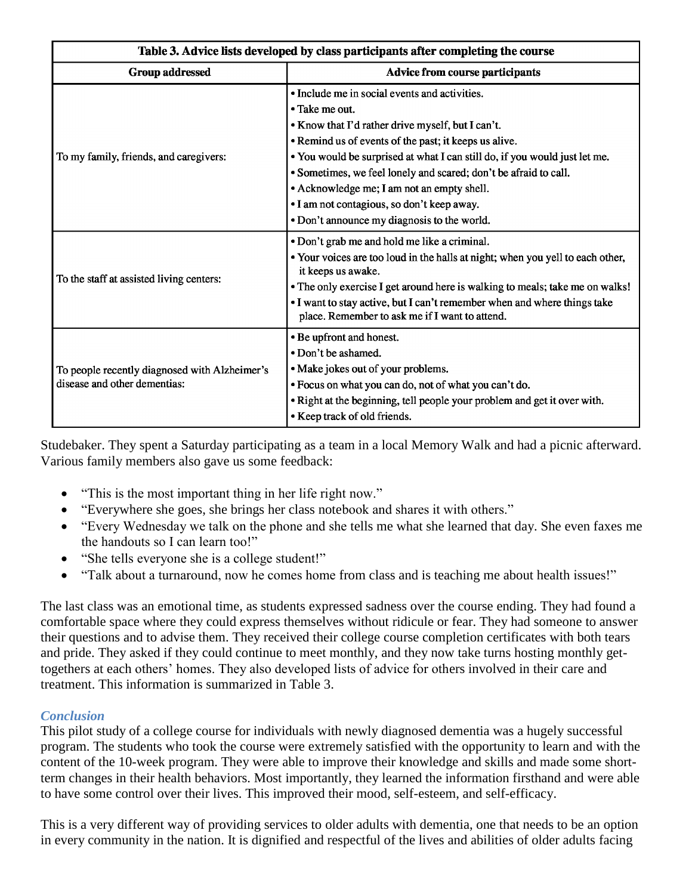**Table 3. Advice lists developed by class participants after completing the course**

| Group addressed | Advice from course participants |
| --- | --- |
| To my family, friends, and caregivers: | • Include me in social events and activities.<br>• Take me out.<br>• Know that I'd rather drive myself, but I can't.<br>• Remind us of events of the past; it keeps us alive.<br>• You would be surprised at what I can still do, if you would just let me.<br>• Sometimes, we feel lonely and scared; don't be afraid to call.<br>• Acknowledge me; I am not an empty shell.<br>• I am not contagious, so don't keep away.<br>• Don't announce my diagnosis to the world. |
| To the staff at assisted living centers: | • Don't grab me and hold me like a criminal.<br>• Your voices are too loud in the halls at night; when you yell to each other, it keeps us awake.<br>• The only exercise I get around here is walking to meals; take me on walks!<br>• I want to stay active, but I can't remember when and where things take place. Remember to ask me if I want to attend. |
| To people recently diagnosed with Alzheimer's disease and other dementias: | • Be upfront and honest.<br>• Don't be ashamed.<br>• Make jokes out of your problems.<br>• Focus on what you can do, not of what you can't do.<br>• Right at the beginning, tell people your problem and get it over with.<br>• Keep track of old friends. |

Studebaker. They spent a Saturday participating as a team in a local Memory Walk and had a picnic afterward. Various family members also gave us some feedback:

- "This is the most important thing in her life right now."
- "Everywhere she goes, she brings her class notebook and shares it with others."
- "Every Wednesday we talk on the phone and she tells me what she learned that day. She even faxes me the handouts so I can learn too!"
- "She tells everyone she is a college student!"
- "Talk about a turnaround, now he comes home from class and is teaching me about health issues!"

The last class was an emotional time, as students expressed sadness over the course ending. They had found a comfortable space where they could express themselves without ridicule or fear. They had someone to answer their questions and to advise them. They received their college course completion certificates with both tears and pride. They asked if they could continue to meet monthly, and they now take turns hosting monthly get-togethers at each others' homes. They also developed lists of advice for others involved in their care and treatment. This information is summarized in Table 3.

### *Conclusion*

This pilot study of a college course for individuals with newly diagnosed dementia was a hugely successful program. The students who took the course were extremely satisfied with the opportunity to learn and with the content of the 10-week program. They were able to improve their knowledge and skills and made some short-term changes in their health behaviors. Most importantly, they learned the information firsthand and were able to have some control over their lives. This improved their mood, self-esteem, and self-efficacy.

This is a very different way of providing services to older adults with dementia, one that needs to be an option in every community in the nation. It is dignified and respectful of the lives and abilities of older adults facing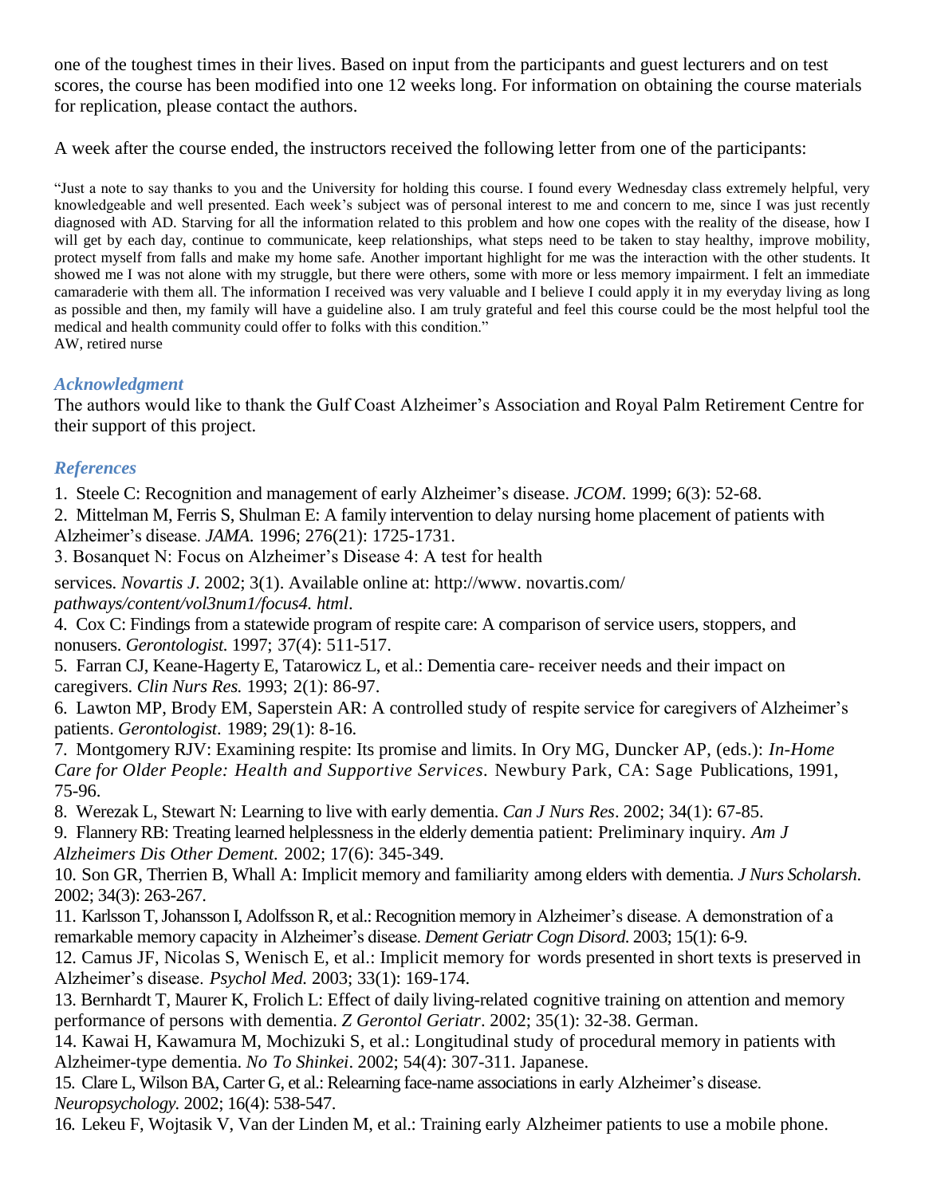one of the toughest times in their lives. Based on input from the participants and guest lecturers and on test scores, the course has been modified into one 12 weeks long. For information on obtaining the course materials for replication, please contact the authors.

A week after the course ended, the instructors received the following letter from one of the participants:

> "Just a note to say thanks to you and the University for holding this course. I found every Wednesday class extremely helpful, very knowledgeable and well presented. Each week's subject was of personal interest to me and concern to me, since I was just recently diagnosed with AD. Starving for all the information related to this problem and how one copes with the reality of the disease, how I will get by each day, continue to communicate, keep relationships, what steps need to be taken to stay healthy, improve mobility, protect myself from falls and make my home safe. Another important highlight for me was the interaction with the other students. It showed me I was not alone with my struggle, but there were others, some with more or less memory impairment. I felt an immediate camaraderie with them all. The information I received was very valuable and I believe I could apply it in my everyday living as long as possible and then, my family will have a guideline also. I am truly grateful and feel this course could be the most helpful tool the medical and health community could offer to folks with this condition."
>
> AW, retired nurse

### *Acknowledgment*

The authors would like to thank the Gulf Coast Alzheimer's Association and Royal Palm Retirement Centre for their support of this project.

### *References*

1. Steele C: Recognition and management of early Alzheimer's disease. *JCOM*. 1999; 6(3): 52-68.
2. Mittelman M, Ferris S, Shulman E: A family intervention to delay nursing home placement of patients with Alzheimer's disease. *JAMA.* 1996; 276(21): 1725-1731.
3. Bosanquet N: Focus on Alzheimer's Disease 4: A test for health services. *Novartis J*. 2002; 3(1). Available online at: http://www. novartis.com/ *pathways/content/vol3num1/focus4. html*.
4. Cox C: Findings from a statewide program of respite care: A comparison of service users, stoppers, and nonusers. *Gerontologist.* 1997; 37(4): 511-517.
5. Farran CJ, Keane-Hagerty E, Tatarowicz L, et al.: Dementia care- receiver needs and their impact on caregivers. *Clin Nurs Res.* 1993; 2(1): 86-97.
6. Lawton MP, Brody EM, Saperstein AR: A controlled study of respite service for caregivers of Alzheimer's patients. *Gerontologist*. 1989; 29(1): 8-16.
7. Montgomery RJV: Examining respite: Its promise and limits. In Ory MG, Duncker AP, (eds.): *In-Home Care for Older People: Health and Supportive Services.* Newbury Park, CA: Sage Publications, 1991, 75-96.
8. Werezak L, Stewart N: Learning to live with early dementia. *Can J Nurs Res*. 2002; 34(1): 67-85.
9. Flannery RB: Treating learned helplessness in the elderly dementia patient: Preliminary inquiry. *Am J Alzheimers Dis Other Dement.* 2002; 17(6): 345-349.
10. Son GR, Therrien B, Whall A: Implicit memory and familiarity among elders with dementia. *J Nurs Scholarsh.* 2002; 34(3): 263-267.
11. Karlsson T, Johansson I, Adolfsson R, et al.: Recognition memory in Alzheimer's disease. A demonstration of a remarkable memory capacity in Alzheimer's disease. *Dement Geriatr Cogn Disord.* 2003; 15(1): 6-9.
12. Camus JF, Nicolas S, Wenisch E, et al.: Implicit memory for words presented in short texts is preserved in Alzheimer's disease. *Psychol Med.* 2003; 33(1): 169-174.
13. Bernhardt T, Maurer K, Frolich L: Effect of daily living-related cognitive training on attention and memory performance of persons with dementia. *Z Gerontol Geriatr*. 2002; 35(1): 32-38. German.
14. Kawai H, Kawamura M, Mochizuki S, et al.: Longitudinal study of procedural memory in patients with Alzheimer-type dementia. *No To Shinkei*. 2002; 54(4): 307-311. Japanese.
15. Clare L, Wilson BA, Carter G, et al.: Relearning face-name associations in early Alzheimer's disease. *Neuropsychology.* 2002; 16(4): 538-547.
16. Lekeu F, Wojtasik V, Van der Linden M, et al.: Training early Alzheimer patients to use a mobile phone.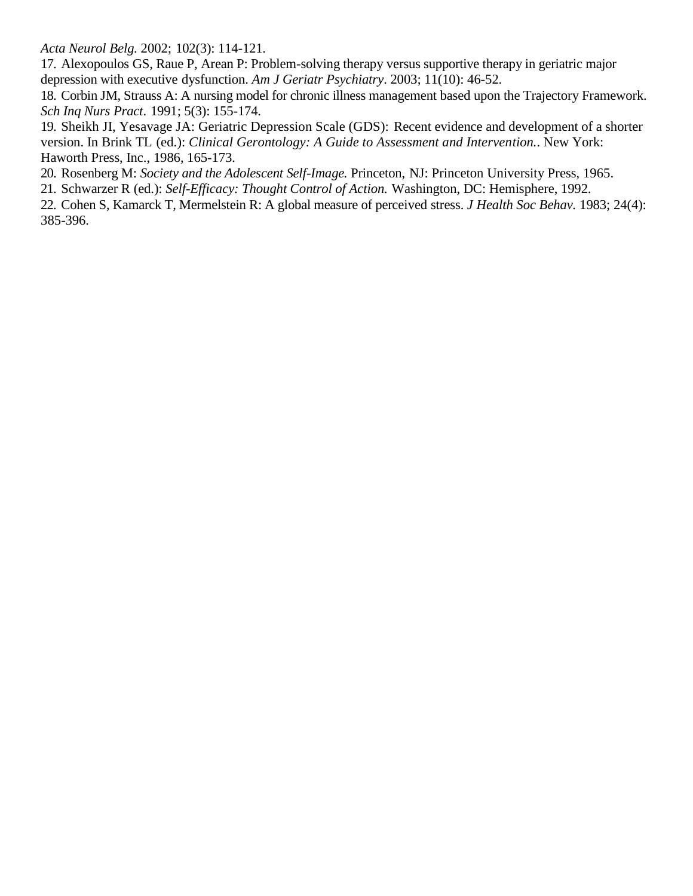*Acta Neurol Belg.* 2002; 102(3): 114-121.

17. Alexopoulos GS, Raue P, Arean P: Problem-solving therapy versus supportive therapy in geriatric major depression with executive dysfunction. *Am J Geriatr Psychiatry*. 2003; 11(10): 46-52.

18. Corbin JM, Strauss A: A nursing model for chronic illness management based upon the Trajectory Framework. *Sch Inq Nurs Pract*. 1991; 5(3): 155-174.

19. Sheikh JI, Yesavage JA: Geriatric Depression Scale (GDS): Recent evidence and development of a shorter version. In Brink TL (ed.): *Clinical Gerontology: A Guide to Assessment and Intervention.*. New York: Haworth Press, Inc., 1986, 165-173.

20. Rosenberg M: *Society and the Adolescent Self-Image.* Princeton, NJ: Princeton University Press, 1965.

21. Schwarzer R (ed.): *Self-Efficacy: Thought Control of Action.* Washington, DC: Hemisphere, 1992.

22. Cohen S, Kamarck T, Mermelstein R: A global measure of perceived stress. *J Health Soc Behav.* 1983; 24(4): 385-396.